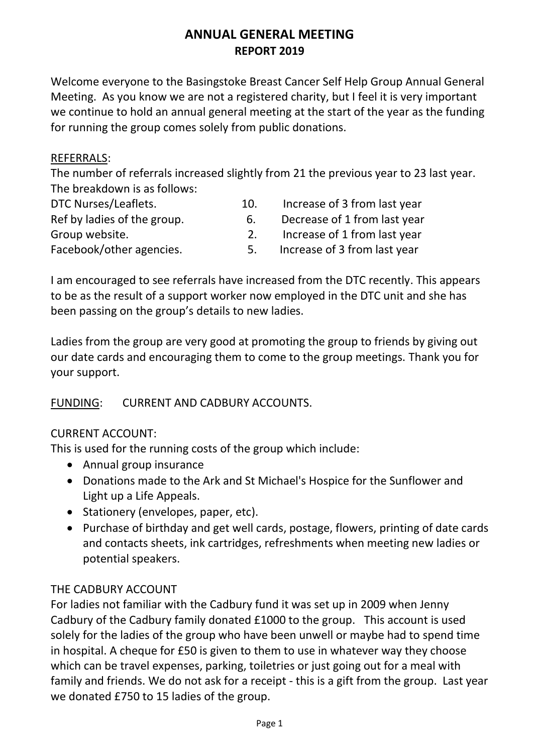# ANNUAL GENERAL MEETING
## REPORT 2019

Welcome everyone to the Basingstoke Breast Cancer Self Help Group Annual General Meeting. As you know we are not a registered charity, but I feel it is very important we continue to hold an annual general meeting at the start of the year as the funding for running the group comes solely from public donations.

REFERRALS:

The number of referrals increased slightly from 21 the previous year to 23 last year. The breakdown is as follows:

| | | |
|---|---|---|
| DTC Nurses/Leaflets. | 10. | Increase of 3 from last year |
| Ref by ladies of the group. | 6. | Decrease of 1 from last year |
| Group website. | 2. | Increase of 1 from last year |
| Facebook/other agencies. | 5. | Increase of 3 from last year |

I am encouraged to see referrals have increased from the DTC recently. This appears to be as the result of a support worker now employed in the DTC unit and she has been passing on the group's details to new ladies.

Ladies from the group are very good at promoting the group to friends by giving out our date cards and encouraging them to come to the group meetings. Thank you for your support.

FUNDING: CURRENT AND CADBURY ACCOUNTS.

CURRENT ACCOUNT:

This is used for the running costs of the group which include:

- Annual group insurance
- Donations made to the Ark and St Michael's Hospice for the Sunflower and Light up a Life Appeals.
- Stationery (envelopes, paper, etc).
- Purchase of birthday and get well cards, postage, flowers, printing of date cards and contacts sheets, ink cartridges, refreshments when meeting new ladies or potential speakers.

THE CADBURY ACCOUNT

For ladies not familiar with the Cadbury fund it was set up in 2009 when Jenny Cadbury of the Cadbury family donated £1000 to the group. This account is used solely for the ladies of the group who have been unwell or maybe had to spend time in hospital. A cheque for £50 is given to them to use in whatever way they choose which can be travel expenses, parking, toiletries or just going out for a meal with family and friends. We do not ask for a receipt - this is a gift from the group. Last year we donated £750 to 15 ladies of the group.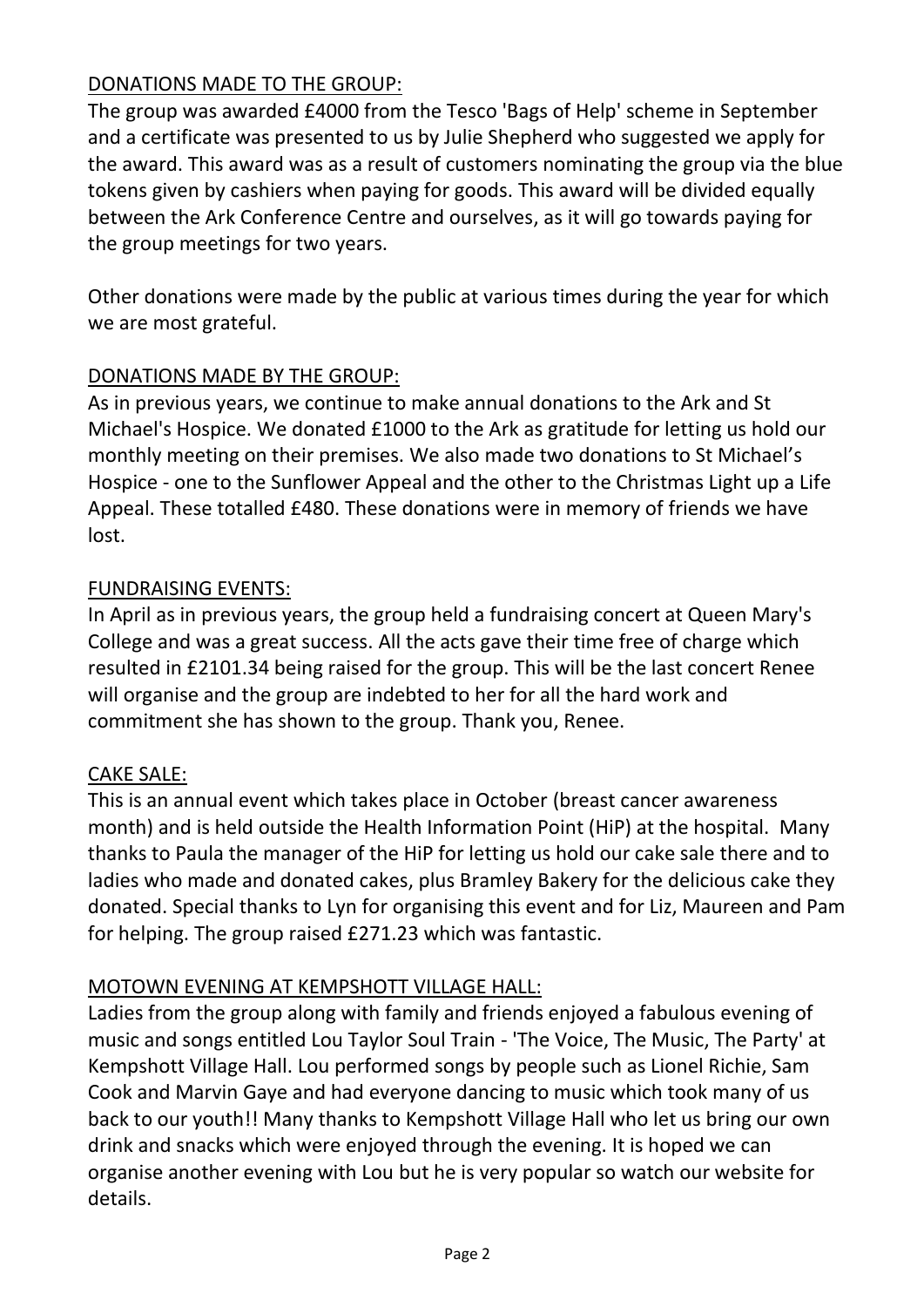## DONATIONS MADE TO THE GROUP:

The group was awarded £4000 from the Tesco 'Bags of Help' scheme in September and a certificate was presented to us by Julie Shepherd who suggested we apply for the award. This award was as a result of customers nominating the group via the blue tokens given by cashiers when paying for goods. This award will be divided equally between the Ark Conference Centre and ourselves, as it will go towards paying for the group meetings for two years.

Other donations were made by the public at various times during the year for which we are most grateful.

## DONATIONS MADE BY THE GROUP:

As in previous years, we continue to make annual donations to the Ark and St Michael's Hospice. We donated £1000 to the Ark as gratitude for letting us hold our monthly meeting on their premises. We also made two donations to St Michael's Hospice - one to the Sunflower Appeal and the other to the Christmas Light up a Life Appeal. These totalled £480. These donations were in memory of friends we have lost.

## FUNDRAISING EVENTS:

In April as in previous years, the group held a fundraising concert at Queen Mary's College and was a great success. All the acts gave their time free of charge which resulted in £2101.34 being raised for the group. This will be the last concert Renee will organise and the group are indebted to her for all the hard work and commitment she has shown to the group. Thank you, Renee.

## CAKE SALE:

This is an annual event which takes place in October (breast cancer awareness month) and is held outside the Health Information Point (HiP) at the hospital. Many thanks to Paula the manager of the HiP for letting us hold our cake sale there and to ladies who made and donated cakes, plus Bramley Bakery for the delicious cake they donated. Special thanks to Lyn for organising this event and for Liz, Maureen and Pam for helping. The group raised £271.23 which was fantastic.

## MOTOWN EVENING AT KEMPSHOTT VILLAGE HALL:

Ladies from the group along with family and friends enjoyed a fabulous evening of music and songs entitled Lou Taylor Soul Train - 'The Voice, The Music, The Party' at Kempshott Village Hall. Lou performed songs by people such as Lionel Richie, Sam Cook and Marvin Gaye and had everyone dancing to music which took many of us back to our youth!! Many thanks to Kempshott Village Hall who let us bring our own drink and snacks which were enjoyed through the evening. It is hoped we can organise another evening with Lou but he is very popular so watch our website for details.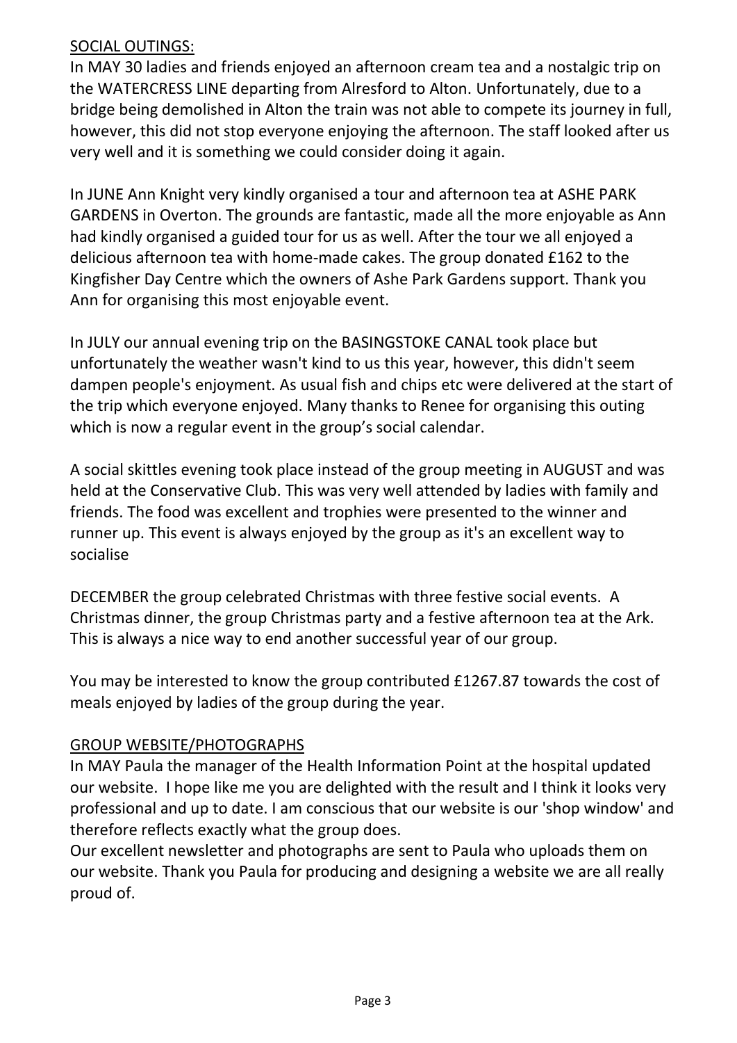<u>SOCIAL OUTINGS:</u>

In MAY 30 ladies and friends enjoyed an afternoon cream tea and a nostalgic trip on the WATERCRESS LINE departing from Alresford to Alton. Unfortunately, due to a bridge being demolished in Alton the train was not able to compete its journey in full, however, this did not stop everyone enjoying the afternoon. The staff looked after us very well and it is something we could consider doing it again.

In JUNE Ann Knight very kindly organised a tour and afternoon tea at ASHE PARK GARDENS in Overton. The grounds are fantastic, made all the more enjoyable as Ann had kindly organised a guided tour for us as well. After the tour we all enjoyed a delicious afternoon tea with home-made cakes. The group donated £162 to the Kingfisher Day Centre which the owners of Ashe Park Gardens support. Thank you Ann for organising this most enjoyable event.

In JULY our annual evening trip on the BASINGSTOKE CANAL took place but unfortunately the weather wasn't kind to us this year, however, this didn't seem dampen people's enjoyment. As usual fish and chips etc were delivered at the start of the trip which everyone enjoyed. Many thanks to Renee for organising this outing which is now a regular event in the group's social calendar.

A social skittles evening took place instead of the group meeting in AUGUST and was held at the Conservative Club. This was very well attended by ladies with family and friends. The food was excellent and trophies were presented to the winner and runner up. This event is always enjoyed by the group as it's an excellent way to socialise

DECEMBER the group celebrated Christmas with three festive social events. A Christmas dinner, the group Christmas party and a festive afternoon tea at the Ark. This is always a nice way to end another successful year of our group.

You may be interested to know the group contributed £1267.87 towards the cost of meals enjoyed by ladies of the group during the year.

<u>GROUP WEBSITE/PHOTOGRAPHS</u>

In MAY Paula the manager of the Health Information Point at the hospital updated our website. I hope like me you are delighted with the result and I think it looks very professional and up to date. I am conscious that our website is our 'shop window' and therefore reflects exactly what the group does.

Our excellent newsletter and photographs are sent to Paula who uploads them on our website. Thank you Paula for producing and designing a website we are all really proud of.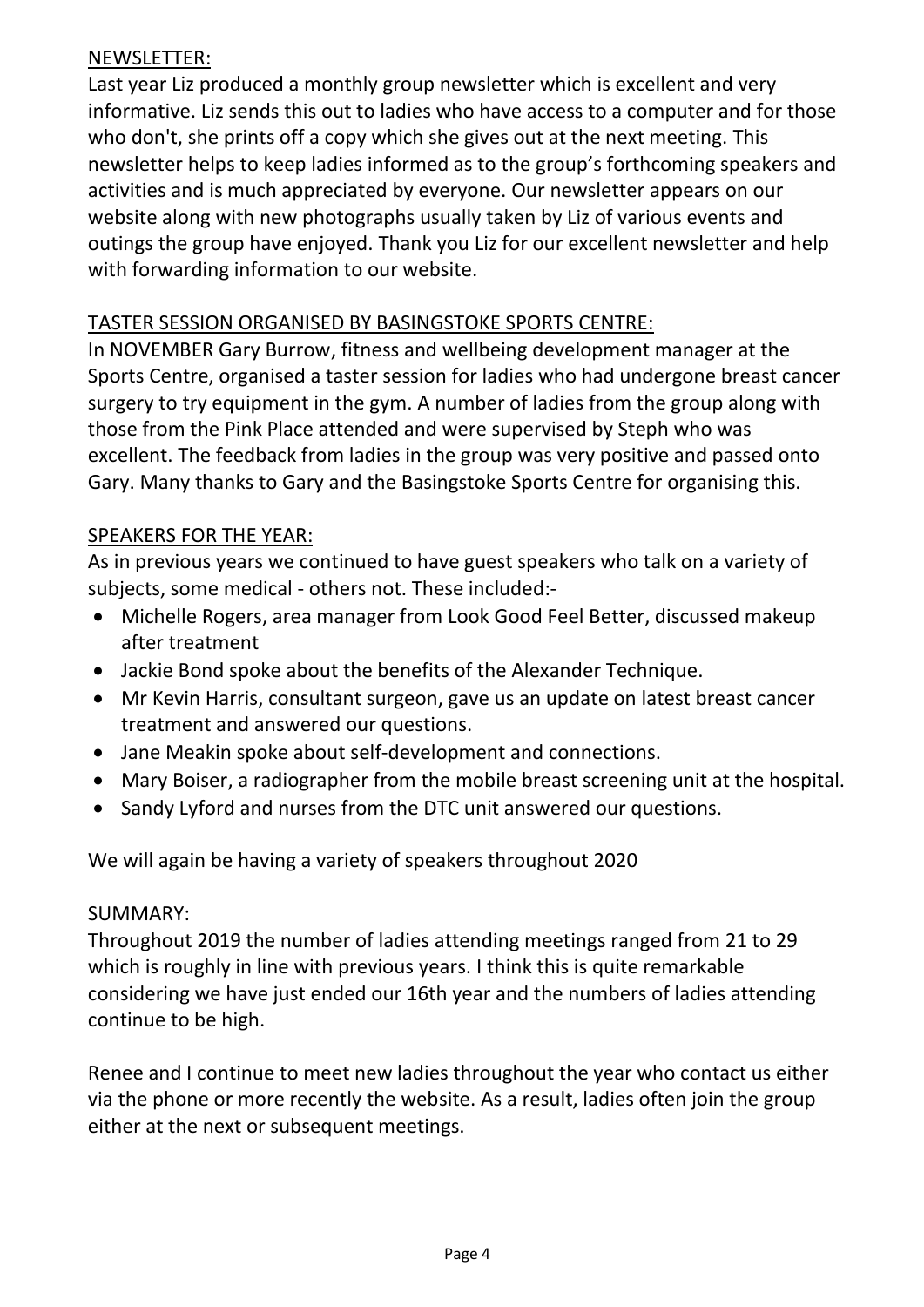## NEWSLETTER:

Last year Liz produced a monthly group newsletter which is excellent and very informative. Liz sends this out to ladies who have access to a computer and for those who don't, she prints off a copy which she gives out at the next meeting. This newsletter helps to keep ladies informed as to the group's forthcoming speakers and activities and is much appreciated by everyone. Our newsletter appears on our website along with new photographs usually taken by Liz of various events and outings the group have enjoyed. Thank you Liz for our excellent newsletter and help with forwarding information to our website.

## TASTER SESSION ORGANISED BY BASINGSTOKE SPORTS CENTRE:

In NOVEMBER Gary Burrow, fitness and wellbeing development manager at the Sports Centre, organised a taster session for ladies who had undergone breast cancer surgery to try equipment in the gym. A number of ladies from the group along with those from the Pink Place attended and were supervised by Steph who was excellent. The feedback from ladies in the group was very positive and passed onto Gary. Many thanks to Gary and the Basingstoke Sports Centre for organising this.

## SPEAKERS FOR THE YEAR:

As in previous years we continued to have guest speakers who talk on a variety of subjects, some medical - others not. These included:-

- Michelle Rogers, area manager from Look Good Feel Better, discussed makeup after treatment
- Jackie Bond spoke about the benefits of the Alexander Technique.
- Mr Kevin Harris, consultant surgeon, gave us an update on latest breast cancer treatment and answered our questions.
- Jane Meakin spoke about self-development and connections.
- Mary Boiser, a radiographer from the mobile breast screening unit at the hospital.
- Sandy Lyford and nurses from the DTC unit answered our questions.

We will again be having a variety of speakers throughout 2020

## SUMMARY:

Throughout 2019 the number of ladies attending meetings ranged from 21 to 29 which is roughly in line with previous years. I think this is quite remarkable considering we have just ended our 16th year and the numbers of ladies attending continue to be high.

Renee and I continue to meet new ladies throughout the year who contact us either via the phone or more recently the website. As a result, ladies often join the group either at the next or subsequent meetings.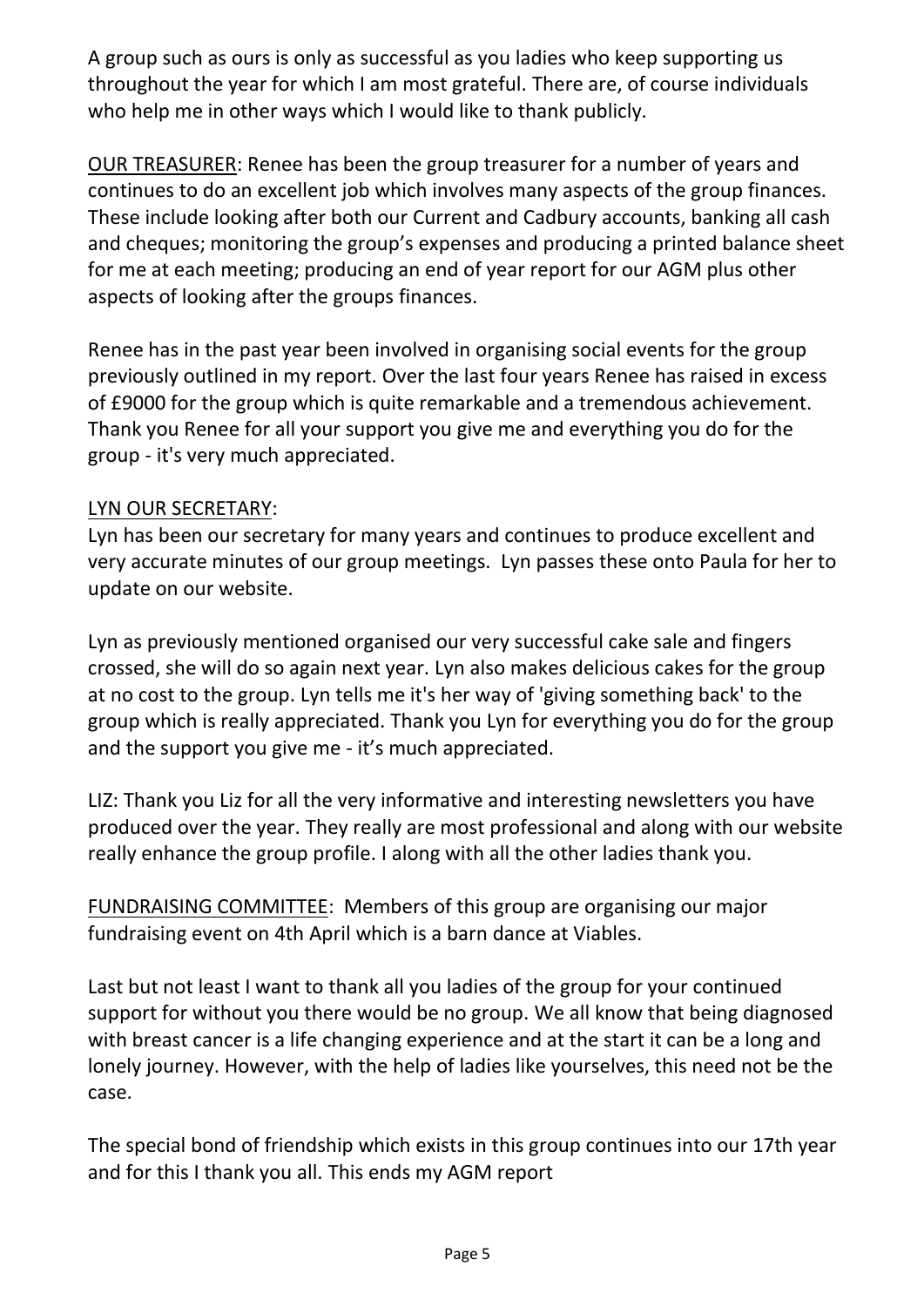A group such as ours is only as successful as you ladies who keep supporting us throughout the year for which I am most grateful. There are, of course individuals who help me in other ways which I would like to thank publicly.

<u>OUR TREASURER</u>: Renee has been the group treasurer for a number of years and continues to do an excellent job which involves many aspects of the group finances. These include looking after both our Current and Cadbury accounts, banking all cash and cheques; monitoring the group's expenses and producing a printed balance sheet for me at each meeting; producing an end of year report for our AGM plus other aspects of looking after the groups finances.

Renee has in the past year been involved in organising social events for the group previously outlined in my report. Over the last four years Renee has raised in excess of £9000 for the group which is quite remarkable and a tremendous achievement. Thank you Renee for all your support you give me and everything you do for the group - it's very much appreciated.

<u>LYN OUR SECRETARY</u>:

Lyn has been our secretary for many years and continues to produce excellent and very accurate minutes of our group meetings. Lyn passes these onto Paula for her to update on our website.

Lyn as previously mentioned organised our very successful cake sale and fingers crossed, she will do so again next year. Lyn also makes delicious cakes for the group at no cost to the group. Lyn tells me it's her way of 'giving something back' to the group which is really appreciated. Thank you Lyn for everything you do for the group and the support you give me - it's much appreciated.

LIZ: Thank you Liz for all the very informative and interesting newsletters you have produced over the year. They really are most professional and along with our website really enhance the group profile. I along with all the other ladies thank you.

<u>FUNDRAISING COMMITTEE</u>: Members of this group are organising our major fundraising event on 4th April which is a barn dance at Viables.

Last but not least I want to thank all you ladies of the group for your continued support for without you there would be no group. We all know that being diagnosed with breast cancer is a life changing experience and at the start it can be a long and lonely journey. However, with the help of ladies like yourselves, this need not be the case.

The special bond of friendship which exists in this group continues into our 17th year and for this I thank you all. This ends my AGM report